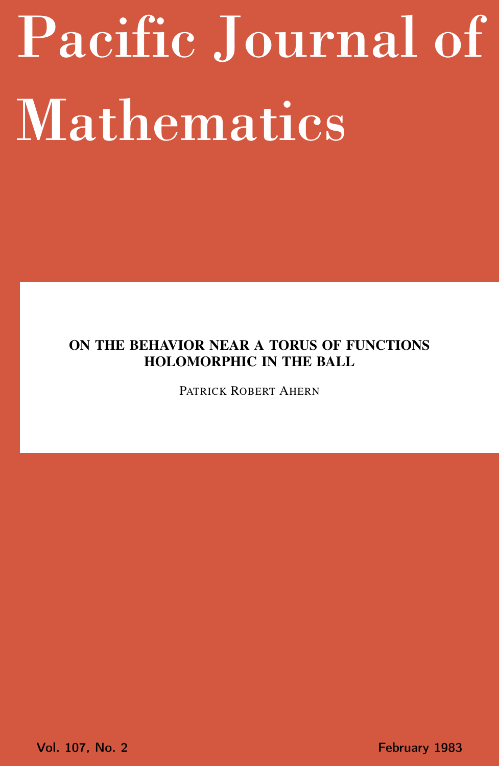# Pacific Journal of Mathematics

## ON THE BEHAVIOR NEAR A TORUS OF FUNCTIONS HOLOMORPHIC IN THE BALL

PATRICK ROBERT AHERN

Vol. 107, No. 2 February 1983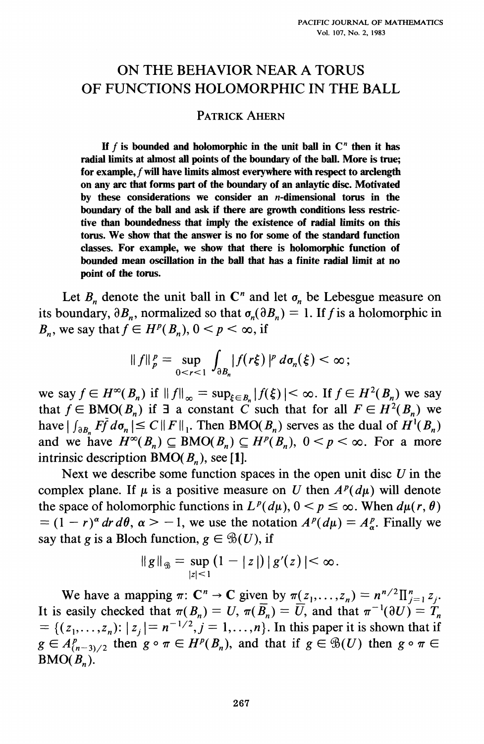# ON THE BEHAVIOR NEAR A TORUS OF FUNCTIONS HOLOMORPHIC IN THE BALL

PATRICK AHERN

**If $f$ is bounded and holomorphic in the unit ball in $\mathbf{C}^n$ then it has radial limits at almost all points of the boundary of the ball. More is true; for example, $f$ will have limits almost everywhere with respect to arclength on any arc that forms part of the boundary of an anlaytic disc. Motivated by these considerations we consider an $n$-dimensional torus in the boundary of the ball and ask if there are growth conditions less restrictive than boundedness that imply the existence of radial limits on this torus. We show that the answer is no for some of the standard function classes. For example, we show that there is holomorphic function of bounded mean oscillation in the ball that has a finite radial limit at no point of the torus.**

Let $B_n$ denote the unit ball in $\mathbf{C}^n$ and let $\sigma_n$ be Lebesgue measure on its boundary, $\partial B_n$, normalized so that $\sigma_n(\partial B_n) = 1$. If $f$ is a holomorphic in $B_n$, we say that $f \in H^p(B_n)$, $0 < p < \infty$, if

$$\|f\|_p^p = \sup_{0<r<1} \int_{\partial B_n} |f(r\xi)|^p \, d\sigma_n(\xi) < \infty;$$

we say $f \in H^\infty(B_n)$ if $\|f\|_\infty = \sup_{\xi \in B_n} |f(\xi)| < \infty$. If $f \in H^2(B_n)$ we say that $f \in \mathrm{BMO}(B_n)$ if $\exists$ a constant $C$ such that for all $F \in H^2(B_n)$ we have $|\int_{\partial B_n} F\bar{f} \, d\sigma_n| \le C\|F\|_1$. Then $\mathrm{BMO}(B_n)$ serves as the dual of $H^1(B_n)$ and we have $H^\infty(B_n) \subseteq \mathrm{BMO}(B_n) \subseteq H^p(B_n)$, $0 < p < \infty$. For a more intrinsic description $\mathrm{BMO}(B_n)$, see [1].

Next we describe some function spaces in the open unit disc $U$ in the complex plane. If $\mu$ is a positive measure on $U$ then $A^p(d\mu)$ will denote the space of holomorphic functions in $L^p(d\mu)$, $0 < p \le \infty$. When $d\mu(r, \theta) = (1 - r)^\alpha \, dr \, d\theta$, $\alpha > -1$, we use the notation $A^p(d\mu) = A^p_\alpha$. Finally we say that $g$ is a Bloch function, $g \in \mathfrak{B}(U)$, if

$$\|g\|_{\mathfrak{B}} = \sup_{|z|<1} (1 - |z|)\,|g'(z)| < \infty.$$

We have a mapping $\pi\colon \mathbf{C}^n \to \mathbf{C}$ given by $\pi(z_1, \ldots, z_n) = n^{n/2}\prod_{j=1}^n z_j$. It is easily checked that $\pi(B_n) = U$, $\pi(\bar{B}_n) = \bar{U}$, and that $\pi^{-1}(\partial U) = T_n = \{(z_1, \ldots, z_n) : |z_j| = n^{-1/2}, j = 1, \ldots, n\}$. In this paper it is shown that if $g \in A^p_{(n-3)/2}$ then $g \circ \pi \in H^p(B_n)$, and that if $g \in \mathfrak{B}(U)$ then $g \circ \pi \in \mathrm{BMO}(B_n)$.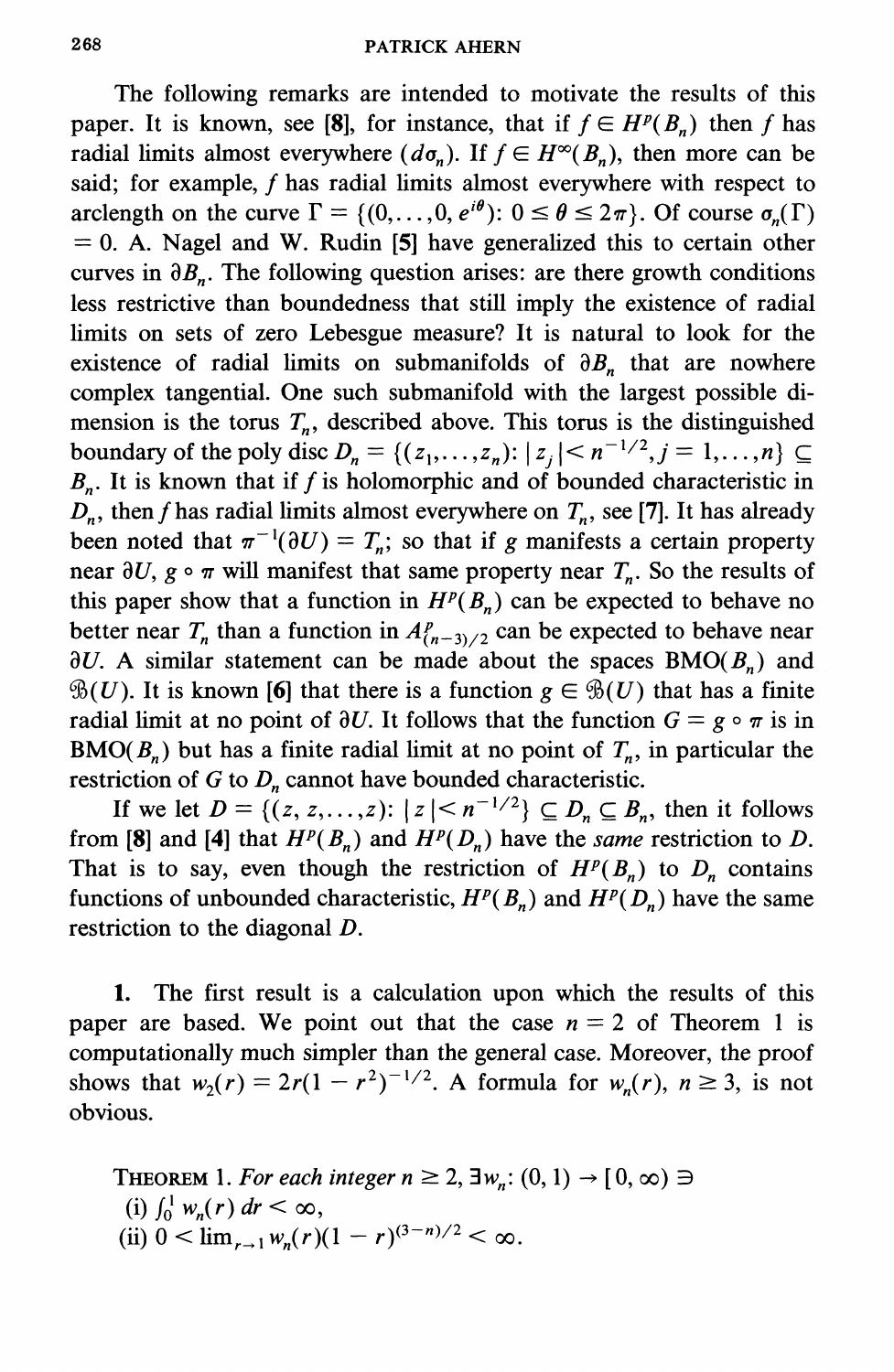The following remarks are intended to motivate the results of this paper. It is known, see [8], for instance, that if $f \in H^p(B_n)$ then $f$ has radial limits almost everywhere ($d\sigma_n$). If $f \in H^\infty(B_n)$, then more can be said; for example, $f$ has radial limits almost everywhere with respect to arclength on the curve $\Gamma = \{(0,\ldots,0,e^{i\theta})\colon 0 \le \theta \le 2\pi\}$. Of course $\sigma_n(\Gamma) = 0$. A. Nagel and W. Rudin [5] have generalized this to certain other curves in $\partial B_n$. The following question arises: are there growth conditions less restrictive than boundedness that still imply the existence of radial limits on sets of zero Lebesgue measure? It is natural to look for the existence of radial limits on submanifolds of $\partial B_n$ that are nowhere complex tangential. One such submanifold with the largest possible dimension is the torus $T_n$, described above. This torus is the distinguished boundary of the poly disc $D_n = \{(z_1,\ldots,z_n)\colon |z_j| < n^{-1/2}, j = 1,\ldots,n\} \subseteq B_n$. It is known that if $f$ is holomorphic and of bounded characteristic in $D_n$, then $f$ has radial limits almost everywhere on $T_n$, see [7]. It has already been noted that $\pi^{-1}(\partial U) = T_n$; so that if $g$ manifests a certain property near $\partial U$, $g \circ \pi$ will manifest that same property near $T_n$. So the results of this paper show that a function in $H^p(B_n)$ can be expected to behave no better near $T_n$ than a function in $A^p_{(n-3)/2}$ can be expected to behave near $\partial U$. A similar statement can be made about the spaces $\mathrm{BMO}(B_n)$ and $\mathfrak{B}(U)$. It is known [6] that there is a function $g \in \mathfrak{B}(U)$ that has a finite radial limit at no point of $\partial U$. It follows that the function $G = g \circ \pi$ is in $\mathrm{BMO}(B_n)$ but has a finite radial limit at no point of $T_n$, in particular the restriction of $G$ to $D_n$ cannot have bounded characteristic.

If we let $D = \{(z, z,\ldots,z)\colon |z| < n^{-1/2}\} \subseteq D_n \subseteq B_n$, then it follows from [8] and [4] that $H^p(B_n)$ and $H^p(D_n)$ have the *same* restriction to $D$. That is to say, even though the restriction of $H^p(B_n)$ to $D_n$ contains functions of unbounded characteristic, $H^p(B_n)$ and $H^p(D_n)$ have the same restriction to the diagonal $D$.

**1.** The first result is a calculation upon which the results of this paper are based. We point out that the case $n = 2$ of Theorem 1 is computationally much simpler than the general case. Moreover, the proof shows that $w_2(r) = 2r(1 - r^2)^{-1/2}$. A formula for $w_n(r)$, $n \ge 3$, is not obvious.

THEOREM 1. *For each integer $n \ge 2$, $\exists w_n\colon (0,1) \to [0,\infty) \ni$*

(i) $\int_0^1 w_n(r)\,dr < \infty$,

(ii) $0 < \lim_{r\to 1} w_n(r)(1 - r)^{(3-n)/2} < \infty$.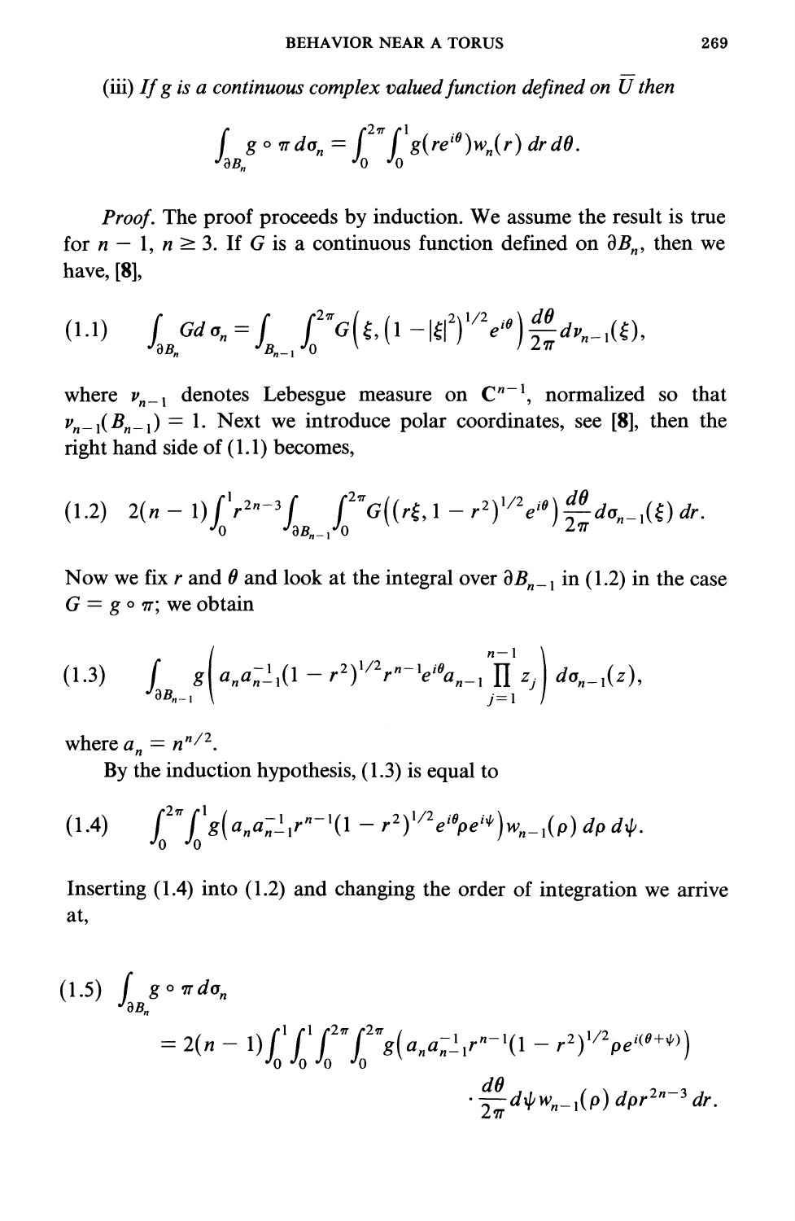(iii) *If $g$ is a continuous complex valued function defined on $\overline{U}$ then*

$$\int_{\partial B_n} g \circ \pi \, d\sigma_n = \int_0^{2\pi} \int_0^1 g(re^{i\theta}) w_n(r) \, dr \, d\theta.$$

*Proof.* The proof proceeds by induction. We assume the result is true for $n-1$, $n \geq 3$. If $G$ is a continuous function defined on $\partial B_n$, then we have, **[8]**,

$$\text{(1.1)} \qquad \int_{\partial B_n} G \, d\sigma_n = \int_{B_{n-1}} \int_0^{2\pi} G\left(\xi, \left(1 - |\xi|^2\right)^{1/2} e^{i\theta}\right) \frac{d\theta}{2\pi} \, d\nu_{n-1}(\xi),$$

where $\nu_{n-1}$ denotes Lebesgue measure on $\mathbf{C}^{n-1}$, normalized so that $\nu_{n-1}(B_{n-1}) = 1$. Next we introduce polar coordinates, see **[8]**, then the right hand side of (1.1) becomes,

$$\text{(1.2)} \quad 2(n-1) \int_0^1 r^{2n-3} \int_{\partial B_{n-1}} \int_0^{2\pi} G\left((r\xi, 1 - r^2)^{1/2} e^{i\theta}\right) \frac{d\theta}{2\pi} \, d\sigma_{n-1}(\xi) \, dr.$$

Now we fix $r$ and $\theta$ and look at the integral over $\partial B_{n-1}$ in (1.2) in the case $G = g \circ \pi$; we obtain

$$\text{(1.3)} \qquad \int_{\partial B_{n-1}} g\left(a_n a_{n-1}^{-1} (1 - r^2)^{1/2} r^{n-1} e^{i\theta} a_{n-1} \prod_{j=1}^{n-1} z_j\right) d\sigma_{n-1}(z),$$

where $a_n = n^{n/2}$.

By the induction hypothesis, (1.3) is equal to

$$\text{(1.4)} \qquad \int_0^{2\pi} \int_0^1 g\left(a_n a_{n-1}^{-1} r^{n-1} (1 - r^2)^{1/2} e^{i\theta} \rho e^{i\psi}\right) w_{n-1}(\rho) \, d\rho \, d\psi.$$

Inserting (1.4) into (1.2) and changing the order of integration we arrive at,

$$\begin{aligned}
\text{(1.5)} \quad & \int_{\partial B_n} g \circ \pi \, d\sigma_n \\
&= 2(n-1) \int_0^1 \int_0^1 \int_0^{2\pi} \int_0^{2\pi} g\left(a_n a_{n-1}^{-1} r^{n-1} (1 - r^2)^{1/2} \rho e^{i(\theta + \psi)}\right) \\
&\qquad \cdot \frac{d\theta}{2\pi} \, d\psi \, w_{n-1}(\rho) \, d\rho \, r^{2n-3} \, dr.
\end{aligned}$$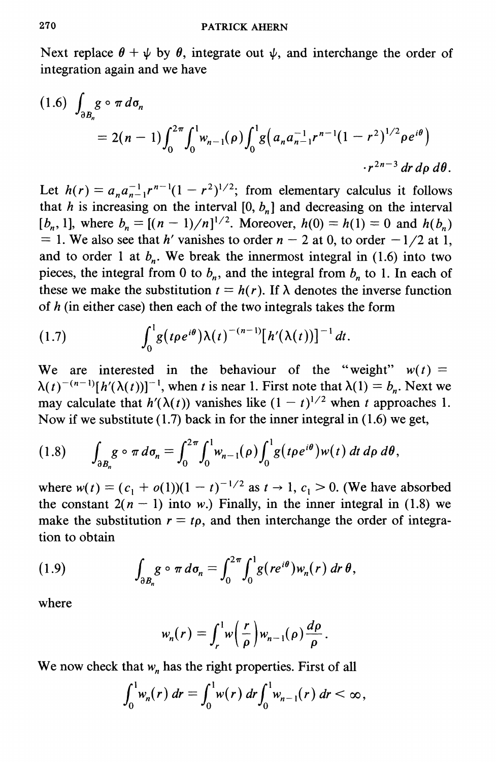Next replace $\theta + \psi$ by $\theta$, integrate out $\psi$, and interchange the order of integration again and we have

$$(1.6) \quad \int_{\partial B_n} g \circ \pi \, d\sigma_n = 2(n-1) \int_0^{2\pi} \int_0^1 w_{n-1}(\rho) \int_0^1 g\left(a_n a_{n-1}^{-1} r^{n-1}(1-r^2)^{1/2} \rho e^{i\theta}\right) \cdot r^{2n-3} \, dr \, d\rho \, d\theta.$$

Let $h(r) = a_n a_{n-1}^{-1} r^{n-1}(1-r^2)^{1/2}$; from elementary calculus it follows that $h$ is increasing on the interval $[0, b_n]$ and decreasing on the interval $[b_n, 1]$, where $b_n = [(n-1)/n]^{1/2}$. Moreover, $h(0) = h(1) = 0$ and $h(b_n) = 1$. We also see that $h'$ vanishes to order $n-2$ at 0, to order $-1/2$ at 1, and to order 1 at $b_n$. We break the innermost integral in (1.6) into two pieces, the integral from 0 to $b_n$, and the integral from $b_n$ to 1. In each of these we make the substitution $t = h(r)$. If $\lambda$ denotes the inverse function of $h$ (in either case) then each of the two integrals takes the form

$$(1.7) \quad \int_0^1 g(t\rho e^{i\theta}) \lambda(t)^{-(n-1)} [h'(\lambda(t))]^{-1} \, dt.$$

We are interested in the behaviour of the "weight" $w(t) = \lambda(t)^{-(n-1)}[h'(\lambda(t))]^{-1}$, when $t$ is near 1. First note that $\lambda(1) = b_n$. Next we may calculate that $h'(\lambda(t))$ vanishes like $(1-t)^{1/2}$ when $t$ approaches 1. Now if we substitute (1.7) back in for the inner integral in (1.6) we get,

$$(1.8) \quad \int_{\partial B_n} g \circ \pi \, d\sigma_n = \int_0^{2\pi} \int_0^1 w_{n-1}(\rho) \int_0^1 g(t\rho e^{i\theta}) w(t) \, dt \, d\rho \, d\theta,$$

where $w(t) = (c_1 + o(1))(1-t)^{-1/2}$ as $t \to 1$, $c_1 > 0$. (We have absorbed the constant $2(n-1)$ into $w$.) Finally, in the inner integral in (1.8) we make the substitution $r = t\rho$, and then interchange the order of integration to obtain

$$(1.9) \quad \int_{\partial B_n} g \circ \pi \, d\sigma_n = \int_0^{2\pi} \int_0^1 g(re^{i\theta}) w_n(r) \, dr \, \theta,$$

where

$$w_n(r) = \int_r^1 w\left(\frac{r}{\rho}\right) w_{n-1}(\rho) \frac{d\rho}{\rho}.$$

We now check that $w_n$ has the right properties. First of all

$$\int_0^1 w_n(r) \, dr = \int_0^1 w(r) \, dr \int_0^1 w_{n-1}(r) \, dr < \infty,$$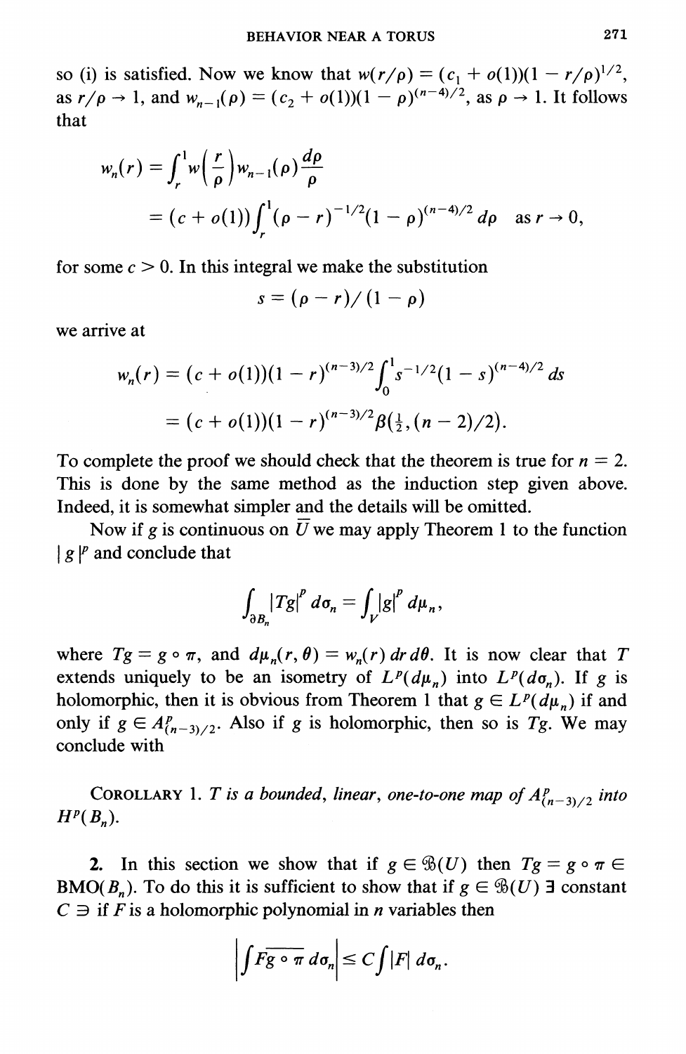so (i) is satisfied. Now we know that $w(r/\rho) = (c_1 + o(1))(1 - r/\rho)^{1/2}$, as $r/\rho \to 1$, and $w_{n-1}(\rho) = (c_2 + o(1))(1-\rho)^{(n-4)/2}$, as $\rho \to 1$. It follows that

$$
\begin{aligned}
w_n(r) &= \int_r^1 w\left(\frac{r}{\rho}\right) w_{n-1}(\rho)\frac{d\rho}{\rho} \\
&= (c + o(1))\int_r^1 (\rho - r)^{-1/2}(1-\rho)^{(n-4)/2}\, d\rho \quad \text{as } r \to 0,
\end{aligned}
$$

for some $c > 0$. In this integral we make the substitution

$$s = (\rho - r)/(1-\rho)$$

we arrive at

$$
\begin{aligned}
w_n(r) &= (c + o(1))(1-r)^{(n-3)/2}\int_0^1 s^{-1/2}(1-s)^{(n-4)/2}\, ds \\
&= (c + o(1))(1-r)^{(n-3)/2}\beta\left(\tfrac{1}{2}, (n-2)/2\right).
\end{aligned}
$$

To complete the proof we should check that the theorem is true for $n = 2$. This is done by the same method as the induction step given above. Indeed, it is somewhat simpler and the details will be omitted.

Now if $g$ is continuous on $\overline{U}$ we may apply Theorem 1 to the function $|g|^p$ and conclude that

$$\int_{\partial B_n} |Tg|^p \, d\sigma_n = \int_V |g|^p \, d\mu_n,$$

where $Tg = g \circ \pi$, and $d\mu_n(r, \theta) = w_n(r)\, dr\, d\theta$. It is now clear that $T$ extends uniquely to be an isometry of $L^p(d\mu_n)$ into $L^p(d\sigma_n)$. If $g$ is holomorphic, then it is obvious from Theorem 1 that $g \in L^p(d\mu_n)$ if and only if $g \in A^p_{(n-3)/2}$. Also if $g$ is holomorphic, then so is $Tg$. We may conclude with

COROLLARY 1. *$T$ is a bounded, linear, one-to-one map of $A^p_{(n-3)/2}$ into $H^p(B_n)$.*

**2.** In this section we show that if $g \in \mathfrak{B}(U)$ then $Tg = g \circ \pi \in \mathrm{BMO}(B_n)$. To do this it is sufficient to show that if $g \in \mathfrak{B}(U)$ $\exists$ constant $C \ni$ if $F$ is a holomorphic polynomial in $n$ variables then

$$\left| \int F \overline{g \circ \pi}\, d\sigma_n \right| \le C \int |F| \, d\sigma_n.$$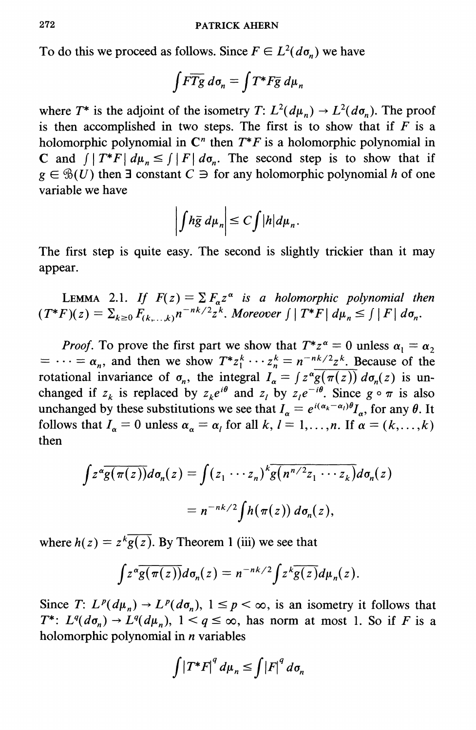To do this we proceed as follows. Since $F \in L^2(d\sigma_n)$ we have

$$\int F\overline{Tg}\, d\sigma_n = \int T^*F\bar{g}\, d\mu_n$$

where $T^*$ is the adjoint of the isometry $T$: $L^2(d\mu_n) \to L^2(d\sigma_n)$. The proof is then accomplished in two steps. The first is to show that if $F$ is a holomorphic polynomial in $\mathbf{C}^n$ then $T^*F$ is a holomorphic polynomial in $\mathbf{C}$ and $\int |T^*F|\, d\mu_n \leq \int |F|\, d\sigma_n$. The second step is to show that if $g \in \mathfrak{B}(U)$ then $\exists$ constant $C \ni$ for any holomorphic polynomial $h$ of one variable we have

$$\left|\int h\bar{g}\, d\mu_n\right| \leq C\int |h| d\mu_n.$$

The first step is quite easy. The second is slightly trickier than it may appear.

LEMMA 2.1. *If $F(z) = \sum F_\alpha z^\alpha$ is a holomorphic polynomial then $(T^*F)(z) = \sum_{k\geq 0} F_{(k,\ldots,k)} n^{-nk/2} z^k$. Moreover $\int |T^*F|\, d\mu_n \leq \int |F|\, d\sigma_n$.*

*Proof.* To prove the first part we show that $T^*z^\alpha = 0$ unless $\alpha_1 = \alpha_2 = \cdots = \alpha_n$, and then we show $T^*z_1^k \cdots z_n^k = n^{-nk/2}z^k$. Because of the rotational invariance of $\sigma_n$, the integral $I_\alpha = \int z^\alpha \overline{g(\pi(z))}\, d\sigma_n(z)$ is unchanged if $z_k$ is replaced by $z_k e^{i\theta}$ and $z_l$ by $z_l e^{-i\theta}$. Since $g \circ \pi$ is also unchanged by these substitutions we see that $I_\alpha = e^{i(\alpha_k - \alpha_l)\theta} I_\alpha$, for any $\theta$. It follows that $I_\alpha = 0$ unless $\alpha_\alpha = \alpha_l$ for all $k, l = 1, \ldots, n$. If $\alpha = (k, \ldots, k)$ then

$$\begin{aligned}
\int z^\alpha \overline{g(\pi(z))} d\sigma_n(z) &= \int (z_1 \cdots z_n)^k \overline{g(n^{n/2} z_1 \cdots z_k)} d\sigma_n(z) \\
&= n^{-nk/2} \int h(\pi(z))\, d\sigma_n(z),
\end{aligned}$$

where $h(z) = z^k \overline{g(z)}$. By Theorem 1 (iii) we see that

$$\int z^\alpha \overline{g(\pi(z))} d\sigma_n(z) = n^{-nk/2} \int z^k \overline{g(z)} d\mu_n(z).$$

Since $T$: $L^p(d\mu_n) \to L^p(d\sigma_n)$, $1 \leq p < \infty$, is an isometry it follows that $T^*$: $L^q(d\sigma_n) \to L^q(d\mu_n)$, $1 < q \leq \infty$, has norm at most 1. So if $F$ is a holomorphic polynomial in $n$ variables

$$\int |T^*F|^q\, d\mu_n \leq \int |F|^q\, d\sigma_n$$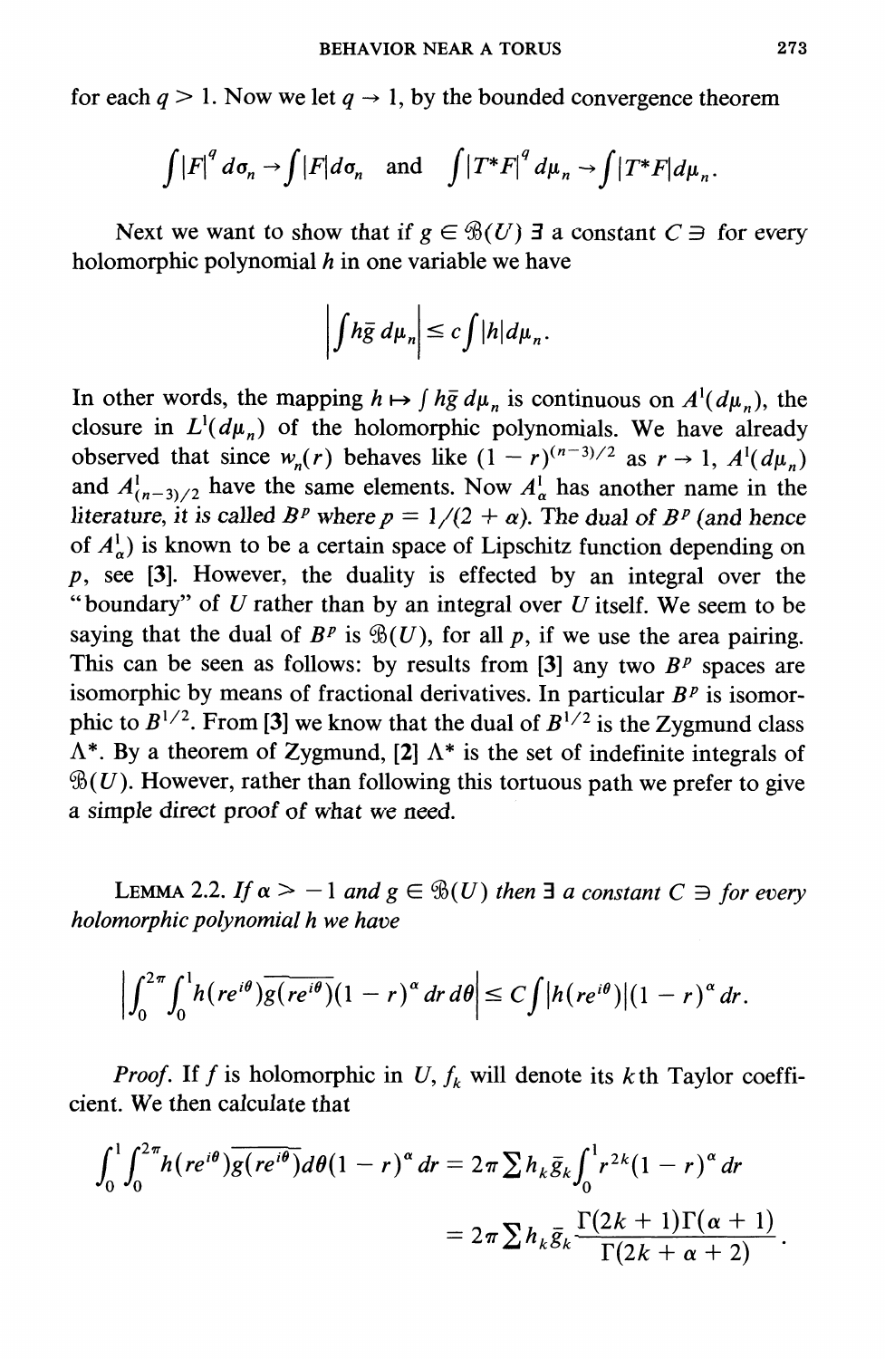for each $q > 1$. Now we let $q \to 1$, by the bounded convergence theorem

$$\int |F|^q \, d\sigma_n \to \int |F| d\sigma_n \quad \text{and} \quad \int |T^*F|^q \, d\mu_n \to \int |T^*F| d\mu_n.$$

Next we want to show that if $g \in \mathfrak{B}(U)$ $\exists$ a constant $C \ni$ for every holomorphic polynomial $h$ in one variable we have

$$\left| \int h\bar{g} \, d\mu_n \right| \leq c \int |h| d\mu_n.$$

In other words, the mapping $h \mapsto \int h\bar{g} \, d\mu_n$ is continuous on $A^1(d\mu_n)$, the closure in $L^1(d\mu_n)$ of the holomorphic polynomials. We have already observed that since $w_n(r)$ behaves like $(1-r)^{(n-3)/2}$ as $r \to 1$, $A^1(d\mu_n)$ and $A^1_{(n-3)/2}$ have the same elements. Now $A^1_\alpha$ has another name in the literature, it is called $B^p$ where $p = 1/(2+\alpha)$. The dual of $B^p$ (and hence of $A^1_\alpha$) is known to be a certain space of Lipschitz function depending on $p$, see [3]. However, the duality is effected by an integral over the "boundary" of $U$ rather than by an integral over $U$ itself. We seem to be saying that the dual of $B^p$ is $\mathfrak{B}(U)$, for all $p$, if we use the area pairing. This can be seen as follows: by results from [3] any two $B^p$ spaces are isomorphic by means of fractional derivatives. In particular $B^p$ is isomorphic to $B^{1/2}$. From [3] we know that the dual of $B^{1/2}$ is the Zygmund class $\Lambda^*$. By a theorem of Zygmund, [2] $\Lambda^*$ is the set of indefinite integrals of $\mathfrak{B}(U)$. However, rather than following this tortuous path we prefer to give a simple direct proof of what we need.

LEMMA 2.2. *If $\alpha > -1$ and $g \in \mathfrak{B}(U)$ then $\exists$ a constant $C \ni$ for every holomorphic polynomial $h$ we have*

$$\left| \int_0^{2\pi} \int_0^1 h(re^{i\theta}) \overline{g(re^{i\theta})} (1-r)^\alpha \, dr \, d\theta \right| \leq C \int |h(re^{i\theta})| (1-r)^\alpha \, dr.$$

*Proof.* If $f$ is holomorphic in $U$, $f_k$ will denote its $k$th Taylor coefficient. We then calculate that

$$\begin{aligned}
\int_0^1 \int_0^{2\pi} h(re^{i\theta}) \overline{g(re^{i\theta})} d\theta (1-r)^\alpha \, dr &= 2\pi \sum h_k \bar{g}_k \int_0^1 r^{2k} (1-r)^\alpha \, dr \\
&= 2\pi \sum h_k \bar{g}_k \frac{\Gamma(2k+1)\Gamma(\alpha+1)}{\Gamma(2k+\alpha+2)}.
\end{aligned}$$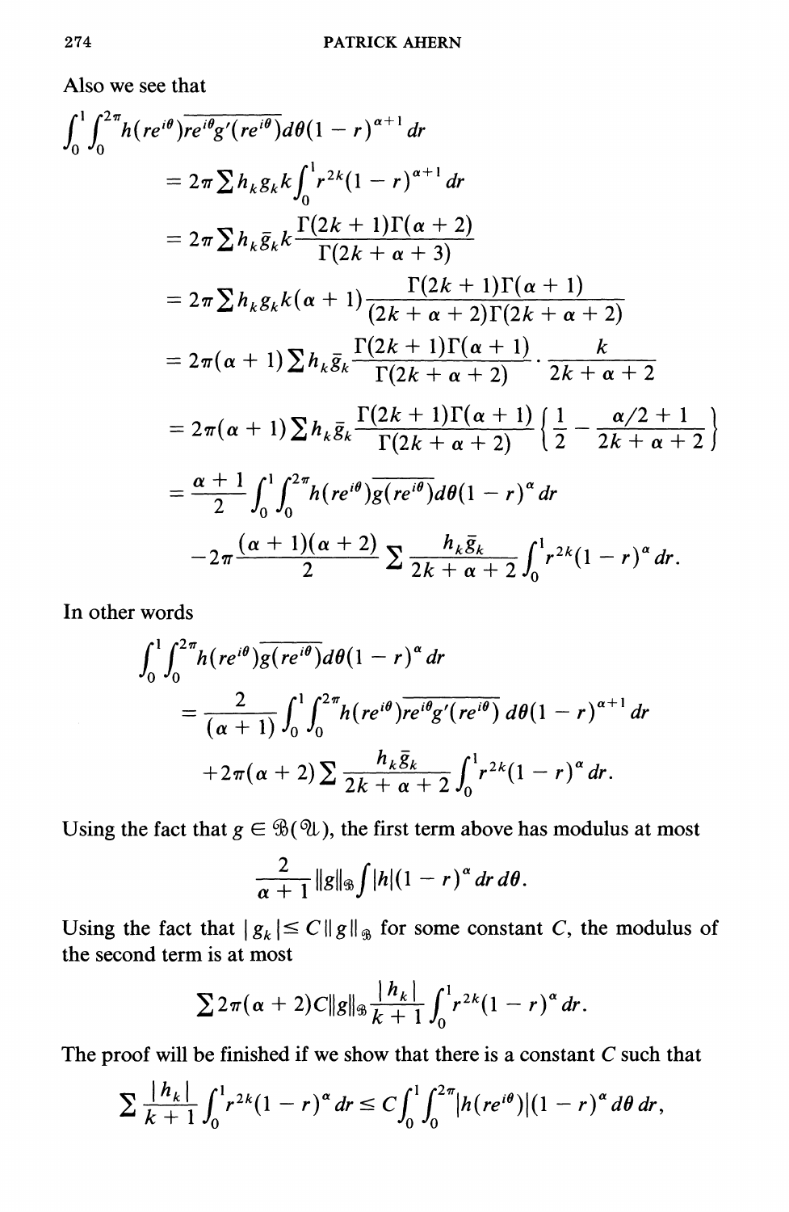Also we see that

$$
\begin{aligned}
\int_0^1 \int_0^{2\pi} & h(re^{i\theta})\overline{re^{i\theta}g'(re^{i\theta})}d\theta(1-r)^{\alpha+1}\,dr \\
&= 2\pi \sum h_k g_k k \int_0^1 r^{2k}(1-r)^{\alpha+1}\,dr \\
&= 2\pi \sum h_k \bar{g}_k k \frac{\Gamma(2k+1)\Gamma(\alpha+2)}{\Gamma(2k+\alpha+3)} \\
&= 2\pi \sum h_k g_k k(\alpha+1) \frac{\Gamma(2k+1)\Gamma(\alpha+1)}{(2k+\alpha+2)\Gamma(2k+\alpha+2)} \\
&= 2\pi(\alpha+1) \sum h_k \bar{g}_k \frac{\Gamma(2k+1)\Gamma(\alpha+1)}{\Gamma(2k+\alpha+2)} \cdot \frac{k}{2k+\alpha+2} \\
&= 2\pi(\alpha+1) \sum h_k \bar{g}_k \frac{\Gamma(2k+1)\Gamma(\alpha+1)}{\Gamma(2k+\alpha+2)} \left\{ \frac{1}{2} - \frac{\alpha/2+1}{2k+\alpha+2} \right\} \\
&= \frac{\alpha+1}{2} \int_0^1 \int_0^{2\pi} h(re^{i\theta})\overline{g(re^{i\theta})}d\theta(1-r)^{\alpha}\,dr \\
&\quad -2\pi \frac{(\alpha+1)(\alpha+2)}{2} \sum \frac{h_k \bar{g}_k}{2k+\alpha+2} \int_0^1 r^{2k}(1-r)^{\alpha}\,dr.
\end{aligned}
$$

In other words

$$
\begin{aligned}
\int_0^1 \int_0^{2\pi} & h(re^{i\theta})\overline{g(re^{i\theta})}d\theta(1-r)^{\alpha}\,dr \\
&= \frac{2}{(\alpha+1)} \int_0^1 \int_0^{2\pi} h(re^{i\theta})\overline{re^{i\theta}g'(re^{i\theta})}\,d\theta(1-r)^{\alpha+1}\,dr \\
&\quad +2\pi(\alpha+2) \sum \frac{h_k \bar{g}_k}{2k+\alpha+2} \int_0^1 r^{2k}(1-r)^{\alpha}\,dr.
\end{aligned}
$$

Using the fact that $g \in \mathfrak{B}(\mathfrak{U})$, the first term above has modulus at most

$$
\frac{2}{\alpha+1} \|g\|_{\mathfrak{B}} \int |h|(1-r)^{\alpha}\,dr\,d\theta.
$$

Using the fact that $|g_k| \leq C\|g\|_{\mathfrak{B}}$ for some constant $C$, the modulus of the second term is at most

$$
\sum 2\pi(\alpha+2)C\|g\|_{\mathfrak{B}} \frac{|h_k|}{k+1} \int_0^1 r^{2k}(1-r)^{\alpha}\,dr.
$$

The proof will be finished if we show that there is a constant $C$ such that

$$
\sum \frac{|h_k|}{k+1} \int_0^1 r^{2k}(1-r)^{\alpha}\,dr \leq C \int_0^1 \int_0^{2\pi} |h(re^{i\theta})|(1-r)^{\alpha}\,d\theta\,dr,
$$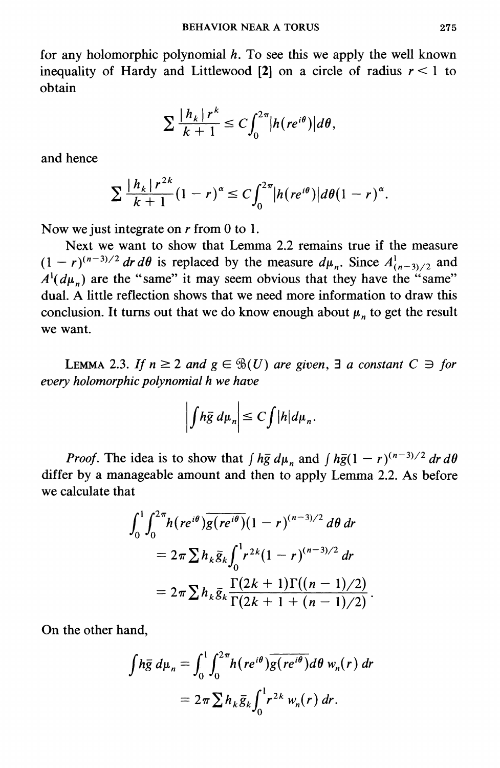for any holomorphic polynomial $h$. To see this we apply the well known inequality of Hardy and Littlewood [2] on a circle of radius $r < 1$ to obtain

$$\sum \frac{|h_k| r^k}{k+1} \leq C \int_0^{2\pi} |h(re^{i\theta})| d\theta,$$

and hence

$$\sum \frac{|h_k| r^{2k}}{k+1} (1-r)^{\alpha} \leq C \int_0^{2\pi} |h(re^{i\theta})| d\theta (1-r)^{\alpha}.$$

Now we just integrate on $r$ from 0 to 1.

Next we want to show that Lemma 2.2 remains true if the measure $(1-r)^{(n-3)/2}\, dr\, d\theta$ is replaced by the measure $d\mu_n$. Since $A^1_{(n-3)/2}$ and $A^1(d\mu_n)$ are the "same" it may seem obvious that they have the "same" dual. A little reflection shows that we need more information to draw this conclusion. It turns out that we do know enough about $\mu_n$ to get the result we want.

LEMMA 2.3. *If $n \geq 2$ and $g \in \mathfrak{B}(U)$ are given, $\exists$ a constant $C \ni$ for every holomorphic polynomial $h$ we have*

$$\left| \int h\bar{g}\, d\mu_n \right| \leq C \int |h| d\mu_n.$$

*Proof.* The idea is to show that $\int h\bar{g}\, d\mu_n$ and $\int h\bar{g}(1-r)^{(n-3)/2}\, dr\, d\theta$ differ by a manageable amount and then to apply Lemma 2.2. As before we calculate that

$$\begin{aligned}
&\int_0^1 \int_0^{2\pi} h(re^{i\theta})\overline{g(re^{i\theta})}(1-r)^{(n-3)/2}\, d\theta\, dr \\
&= 2\pi \sum h_k \bar{g}_k \int_0^1 r^{2k}(1-r)^{(n-3)/2}\, dr \\
&= 2\pi \sum h_k \bar{g}_k \frac{\Gamma(2k+1)\Gamma((n-1)/2)}{\Gamma(2k+1+(n-1)/2)}.
\end{aligned}$$

On the other hand,

$$\begin{aligned}
\int h\bar{g}\, d\mu_n &= \int_0^1 \int_0^{2\pi} h(re^{i\theta})\overline{g(re^{i\theta})} d\theta\, w_n(r)\, dr \\
&= 2\pi \sum h_k \bar{g}_k \int_0^1 r^{2k}\, w_n(r)\, dr.
\end{aligned}$$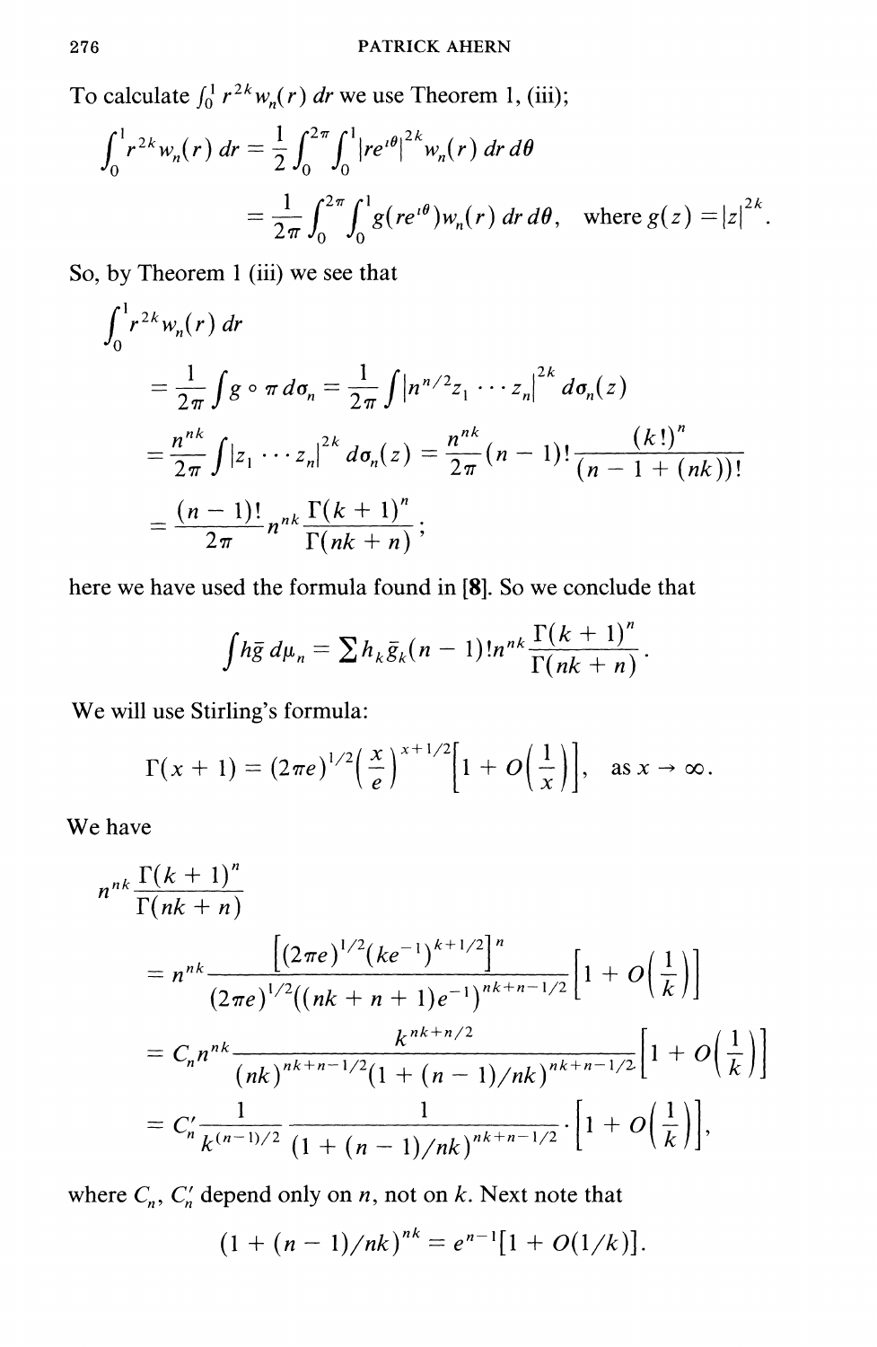To calculate $\int_0^1 r^{2k} w_n(r)\,dr$ we use Theorem 1, (iii);

$$\int_0^1 r^{2k} w_n(r)\,dr = \frac{1}{2}\int_0^{2\pi}\int_0^1 |re^{i\theta}|^{2k} w_n(r)\,dr\,d\theta$$

$$= \frac{1}{2\pi}\int_0^{2\pi}\int_0^1 g(re^{i\theta}) w_n(r)\,dr\,d\theta, \quad \text{where } g(z) = |z|^{2k}.$$

So, by Theorem 1 (iii) we see that

$$\int_0^1 r^{2k} w_n(r)\,dr$$

$$= \frac{1}{2\pi}\int g \circ \pi\, d\sigma_n = \frac{1}{2\pi}\int |n^{n/2} z_1 \cdots z_n|^{2k}\, d\sigma_n(z)$$

$$= \frac{n^{nk}}{2\pi}\int |z_1 \cdots z_n|^{2k}\, d\sigma_n(z) = \frac{n^{nk}}{2\pi}(n-1)!\frac{(k!)^n}{(n-1+(nk))!}$$

$$= \frac{(n-1)!}{2\pi} n^{nk}\frac{\Gamma(k+1)^n}{\Gamma(nk+n)};$$

here we have used the formula found in [8]. So we conclude that

$$\int h\bar{g}\,d\mu_n = \sum h_k \bar{g}_k (n-1)!\, n^{nk}\frac{\Gamma(k+1)^n}{\Gamma(nk+n)}.$$

We will use Stirling's formula:

$$\Gamma(x+1) = (2\pi e)^{1/2}\left(\frac{x}{e}\right)^{x+1/2}\left[1 + O\left(\frac{1}{x}\right)\right], \quad \text{as } x \to \infty.$$

We have

$$n^{nk}\frac{\Gamma(k+1)^n}{\Gamma(nk+n)}$$

$$= n^{nk}\frac{\left[(2\pi e)^{1/2}(ke^{-1})^{k+1/2}\right]^n}{(2\pi e)^{1/2}((nk+n+1)e^{-1})^{nk+n-1/2}}\left[1 + O\left(\frac{1}{k}\right)\right]$$

$$= C_n n^{nk}\frac{k^{nk+n/2}}{(nk)^{nk+n-1/2}(1+(n-1)/nk)^{nk+n-1/2}}\left[1 + O\left(\frac{1}{k}\right)\right]$$

$$= C_n' \frac{1}{k^{(n-1)/2}}\frac{1}{(1+(n-1)/nk)^{nk+n-1/2}}\cdot\left[1 + O\left(\frac{1}{k}\right)\right],$$

where $C_n$, $C_n'$ depend only on $n$, not on $k$. Next note that

$$(1 + (n-1)/nk)^{nk} = e^{n-1}[1 + O(1/k)].$$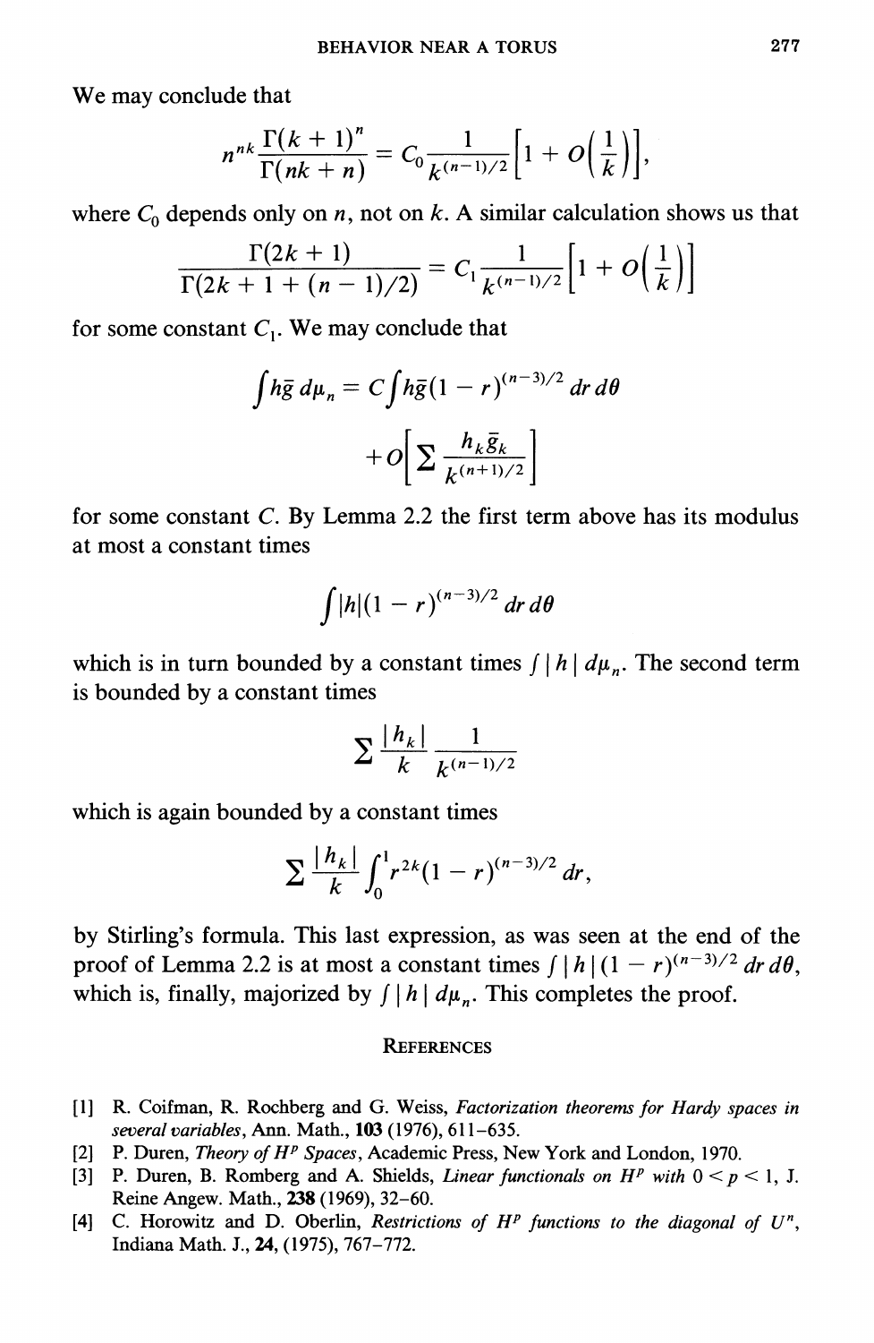We may conclude that

$$n^{nk}\frac{\Gamma(k+1)^n}{\Gamma(nk+n)} = C_0\frac{1}{k^{(n-1)/2}}\left[1 + O\left(\frac{1}{k}\right)\right],$$

where $C_0$ depends only on $n$, not on $k$. A similar calculation shows us that

$$\frac{\Gamma(2k+1)}{\Gamma(2k+1+(n-1)/2)} = C_1\frac{1}{k^{(n-1)/2}}\left[1 + O\left(\frac{1}{k}\right)\right]$$

for some constant $C_1$. We may conclude that

$$\int h\bar{g}\, d\mu_n = C\int h\bar{g}(1-r)^{(n-3)/2}\, dr\, d\theta$$

$$+ O\left[\sum \frac{h_k \bar{g}_k}{k^{(n+1)/2}}\right]$$

for some constant $C$. By Lemma 2.2 the first term above has its modulus at most a constant times

$$\int |h|(1-r)^{(n-3)/2}\, dr\, d\theta$$

which is in turn bounded by a constant times $\int |h|\, d\mu_n$. The second term is bounded by a constant times

$$\sum \frac{|h_k|}{k}\frac{1}{k^{(n-1)/2}}$$

which is again bounded by a constant times

$$\sum \frac{|h_k|}{k}\int_0^1 r^{2k}(1-r)^{(n-3)/2}\, dr,$$

by Stirling's formula. This last expression, as was seen at the end of the proof of Lemma 2.2 is at most a constant times $\int |h|(1-r)^{(n-3)/2}\, dr\, d\theta$, which is, finally, majorized by $\int |h|\, d\mu_n$. This completes the proof.

## References

[1] R. Coifman, R. Rochberg and G. Weiss, *Factorization theorems for Hardy spaces in several variables*, Ann. Math., **103** (1976), 611–635.

[2] P. Duren, *Theory of $H^p$ Spaces*, Academic Press, New York and London, 1970.

[3] P. Duren, B. Romberg and A. Shields, *Linear functionals on $H^p$ with $0 < p < 1$*, J. Reine Angew. Math., **238** (1969), 32–60.

[4] C. Horowitz and D. Oberlin, *Restrictions of $H^p$ functions to the diagonal of $U^n$*, Indiana Math. J., **24**, (1975), 767–772.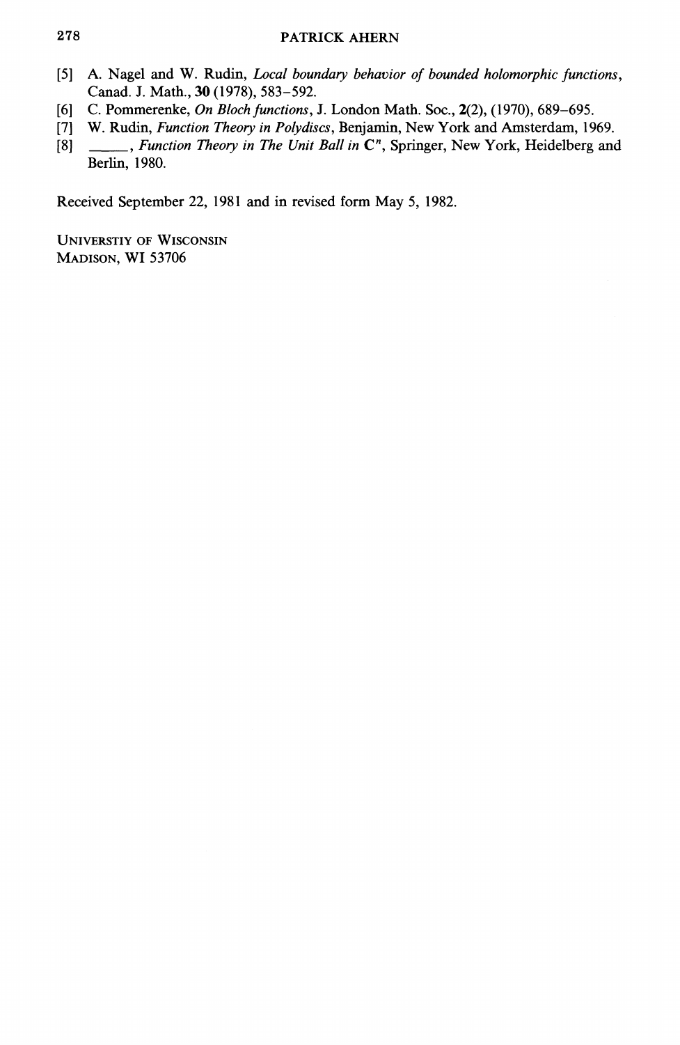[5] A. Nagel and W. Rudin, *Local boundary behavior of bounded holomorphic functions*, Canad. J. Math., **30** (1978), 583–592.

[6] C. Pommerenke, *On Bloch functions*, J. London Math. Soc., **2**(2), (1970), 689–695.

[7] W. Rudin, *Function Theory in Polydiscs*, Benjamin, New York and Amsterdam, 1969.

[8] ______, *Function Theory in The Unit Ball in* $\mathbf{C}^n$, Springer, New York, Heidelberg and Berlin, 1980.

Received September 22, 1981 and in revised form May 5, 1982.

UNIVERSTIY OF WISCONSIN
MADISON, WI 53706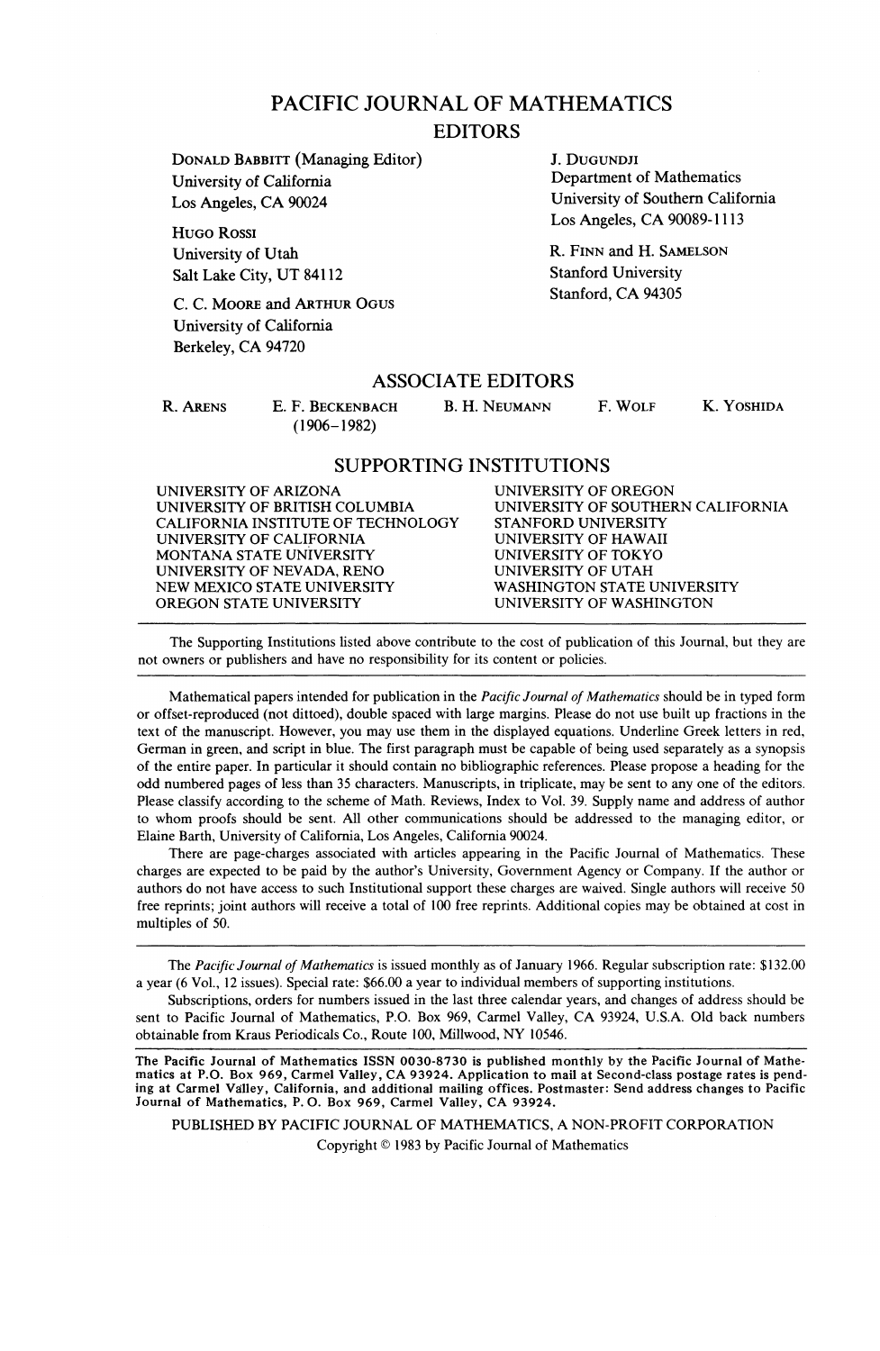# PACIFIC JOURNAL OF MATHEMATICS

## EDITORS

DONALD BABBITT (Managing Editor)
University of California
Los Angeles, CA 90024

HUGO ROSSI
University of Utah
Salt Lake City, UT 84112

C. C. MOORE and ARTHUR OGUS
University of California
Berkeley, CA 94720

J. DUGUNDJI
Department of Mathematics
University of Southern California
Los Angeles, CA 90089-1113

R. FINN and H. SAMELSON
Stanford University
Stanford, CA 94305

## ASSOCIATE EDITORS

R. ARENS — E. F. BECKENBACH (1906–1982) — B. H. NEUMANN — F. WOLF — K. YOSHIDA

## SUPPORTING INSTITUTIONS

UNIVERSITY OF ARIZONA
UNIVERSITY OF BRITISH COLUMBIA
CALIFORNIA INSTITUTE OF TECHNOLOGY
UNIVERSITY OF CALIFORNIA
MONTANA STATE UNIVERSITY
UNIVERSITY OF NEVADA, RENO
NEW MEXICO STATE UNIVERSITY
OREGON STATE UNIVERSITY
UNIVERSITY OF OREGON
UNIVERSITY OF SOUTHERN CALIFORNIA
STANFORD UNIVERSITY
UNIVERSITY OF HAWAII
UNIVERSITY OF TOKYO
UNIVERSITY OF UTAH
WASHINGTON STATE UNIVERSITY
UNIVERSITY OF WASHINGTON

The Supporting Institutions listed above contribute to the cost of publication of this Journal, but they are not owners or publishers and have no responsibility for its content or policies.

---

Mathematical papers intended for publication in the *Pacific Journal of Mathematics* should be in typed form or offset-reproduced (not dittoed), double spaced with large margins. Please do not use built up fractions in the text of the manuscript. However, you may use them in the displayed equations. Underline Greek letters in red, German in green, and script in blue. The first paragraph must be capable of being used separately as a synopsis of the entire paper. In particular it should contain no bibliographic references. Please propose a heading for the odd numbered pages of less than 35 characters. Manuscripts, in triplicate, may be sent to any one of the editors. Please classify according to the scheme of Math. Reviews, Index to Vol. 39. Supply name and address of author to whom proofs should be sent. All other communications should be addressed to the managing editor, or Elaine Barth, University of California, Los Angeles, California 90024.

There are page-charges associated with articles appearing in the Pacific Journal of Mathematics. These charges are expected to be paid by the author's University, Government Agency or Company. If the author or authors do not have access to such Institutional support these charges are waived. Single authors will receive 50 free reprints; joint authors will receive a total of 100 free reprints. Additional copies may be obtained at cost in multiples of 50.

---

The *Pacific Journal of Mathematics* is issued monthly as of January 1966. Regular subscription rate: $132.00 a year (6 Vol., 12 issues). Special rate: $66.00 a year to individual members of supporting institutions.

Subscriptions, orders for numbers issued in the last three calendar years, and changes of address should be sent to Pacific Journal of Mathematics, P.O. Box 969, Carmel Valley, CA 93924, U.S.A. Old back numbers obtainable from Kraus Periodicals Co., Route 100, Millwood, NY 10546.

---

**The Pacific Journal of Mathematics ISSN 0030-8730 is published monthly by the Pacific Journal of Mathematics at P.O. Box 969, Carmel Valley, CA 93924. Application to mail at Second-class postage rates is pending at Carmel Valley, California, and additional mailing offices. Postmaster: Send address changes to Pacific Journal of Mathematics, P. O. Box 969, Carmel Valley, CA 93924.**

PUBLISHED BY PACIFIC JOURNAL OF MATHEMATICS, A NON-PROFIT CORPORATION

Copyright © 1983 by Pacific Journal of Mathematics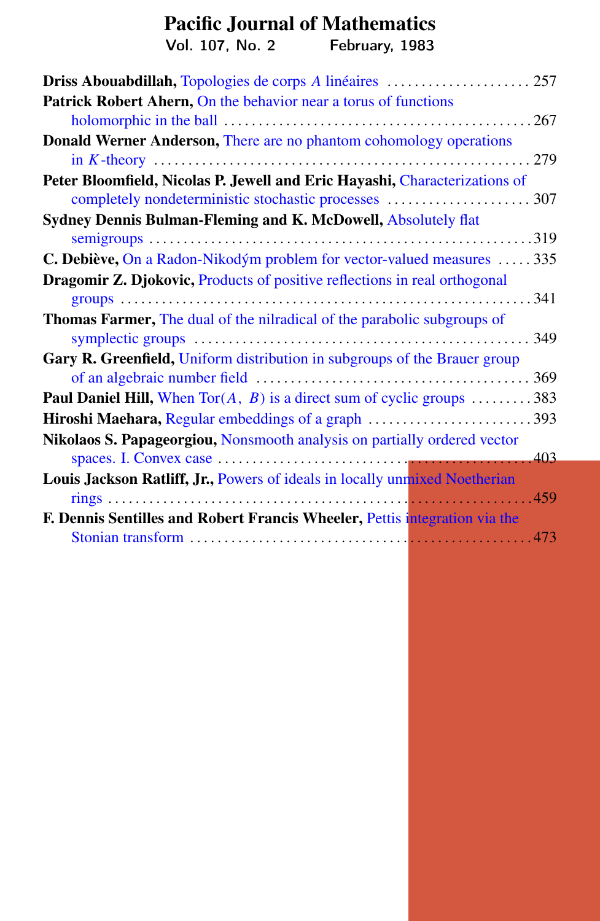# Pacific Journal of Mathematics

Vol. 107, No. 2 February, 1983

**Driss Abouabdillah,** Topologies de corps $A$ linéaires . . . . . . . . . . . . . . . . . . . . . 257

**Patrick Robert Ahern,** On the behavior near a torus of functions holomorphic in the ball . . . . . . . . . . . . . . . . . . . . . . . . . . . . . . . . . . . . . . . . . . . . 267

**Donald Werner Anderson,** There are no phantom cohomology operations in $K$-theory . . . . . . . . . . . . . . . . . . . . . . . . . . . . . . . . . . . . . . . . . . . . . . . . . . . . 279

**Peter Bloomfield, Nicolas P. Jewell and Eric Hayashi,** Characterizations of completely nondeterministic stochastic processes . . . . . . . . . . . . . . . . . . . . . 307

**Sydney Dennis Bulman-Fleming and K. McDowell,** Absolutely flat semigroups . . . . . . . . . . . . . . . . . . . . . . . . . . . . . . . . . . . . . . . . . . . . . . . . . . . . . 319

**C. Debiève,** On a Radon-Nikodým problem for vector-valued measures . . . . . 335

**Dragomir Z. Djokovic,** Products of positive reflections in real orthogonal groups . . . . . . . . . . . . . . . . . . . . . . . . . . . . . . . . . . . . . . . . . . . . . . . . . . . . . . . . . . 341

**Thomas Farmer,** The dual of the nilradical of the parabolic subgroups of symplectic groups . . . . . . . . . . . . . . . . . . . . . . . . . . . . . . . . . . . . . . . . . . . . . . 349

**Gary R. Greenfield,** Uniform distribution in subgroups of the Brauer group of an algebraic number field . . . . . . . . . . . . . . . . . . . . . . . . . . . . . . . . . . . . . . 369

**Paul Daniel Hill,** When $\mathrm{Tor}(A, B)$ is a direct sum of cyclic groups . . . . . . . . . 383

**Hiroshi Maehara,** Regular embeddings of a graph . . . . . . . . . . . . . . . . . . . . . . . . 393

**Nikolaos S. Papageorgiou,** Nonsmooth analysis on partially ordered vector spaces. I. Convex case . . . . . . . . . . . . . . . . . . . . . . . . . . . . . . . . . . . . . . . . . . . . . 403

**Louis Jackson Ratliff, Jr.,** Powers of ideals in locally unmixed Noetherian rings . . . . . . . . . . . . . . . . . . . . . . . . . . . . . . . . . . . . . . . . . . . . . . . . . . . . . . . . . . 459

**F. Dennis Sentilles and Robert Francis Wheeler,** Pettis integration via the Stonian transform . . . . . . . . . . . . . . . . . . . . . . . . . . . . . . . . . . . . . . . . . . . . . . . . . 473